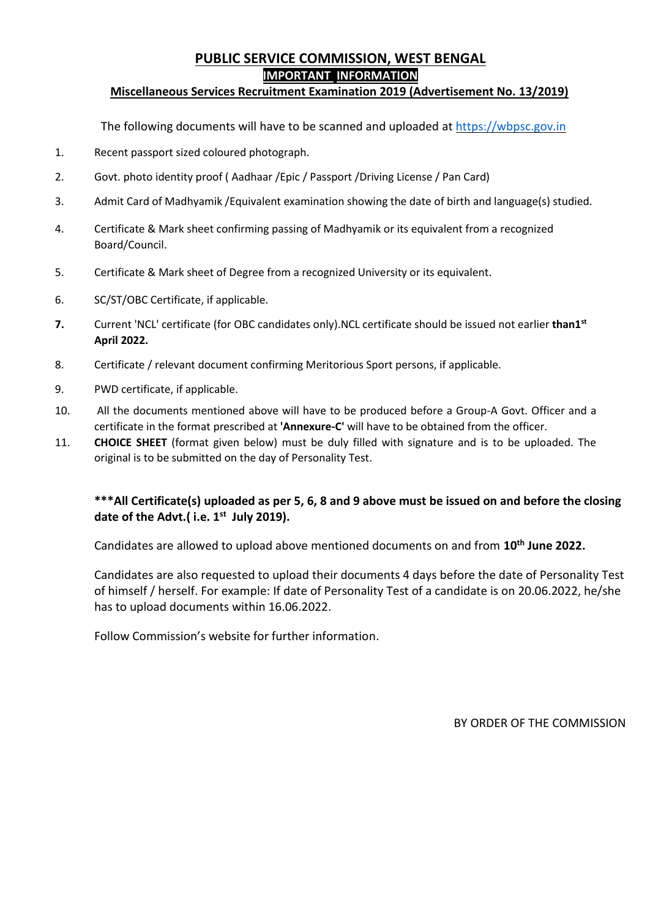# PUBLIC SERVICE COMMISSION, WEST BENGAL

## IMPORTANT INFORMATION

### Miscellaneous Services Recruitment Examination 2019 (Advertisement No. 13/2019)

The following documents will have to be scanned and uploaded at https://wbpsc.gov.in

1. Recent passport sized coloured photograph.
2. Govt. photo identity proof ( Aadhaar /Epic / Passport /Driving License / Pan Card)
3. Admit Card of Madhyamik /Equivalent examination showing the date of birth and language(s) studied.
4. Certificate & Mark sheet confirming passing of Madhyamik or its equivalent from a recognized Board/Council.
5. Certificate & Mark sheet of Degree from a recognized University or its equivalent.
6. SC/ST/OBC Certificate, if applicable.
7. Current 'NCL' certificate (for OBC candidates only).NCL certificate should be issued not earlier **than1st April 2022.**
8. Certificate / relevant document confirming Meritorious Sport persons, if applicable.
9. PWD certificate, if applicable.
10. All the documents mentioned above will have to be produced before a Group-A Govt. Officer and a certificate in the format prescribed at **'Annexure-C'** will have to be obtained from the officer.
11. **CHOICE SHEET** (format given below) must be duly filled with signature and is to be uploaded. The original is to be submitted on the day of Personality Test.

**\*\*\*All Certificate(s) uploaded as per 5, 6, 8 and 9 above must be issued on and before the closing date of the Advt.( i.e. 1st July 2019).**

Candidates are allowed to upload above mentioned documents on and from **10th June 2022.**

Candidates are also requested to upload their documents 4 days before the date of Personality Test of himself / herself. For example: If date of Personality Test of a candidate is on 20.06.2022, he/she has to upload documents within 16.06.2022.

Follow Commission's website for further information.

BY ORDER OF THE COMMISSION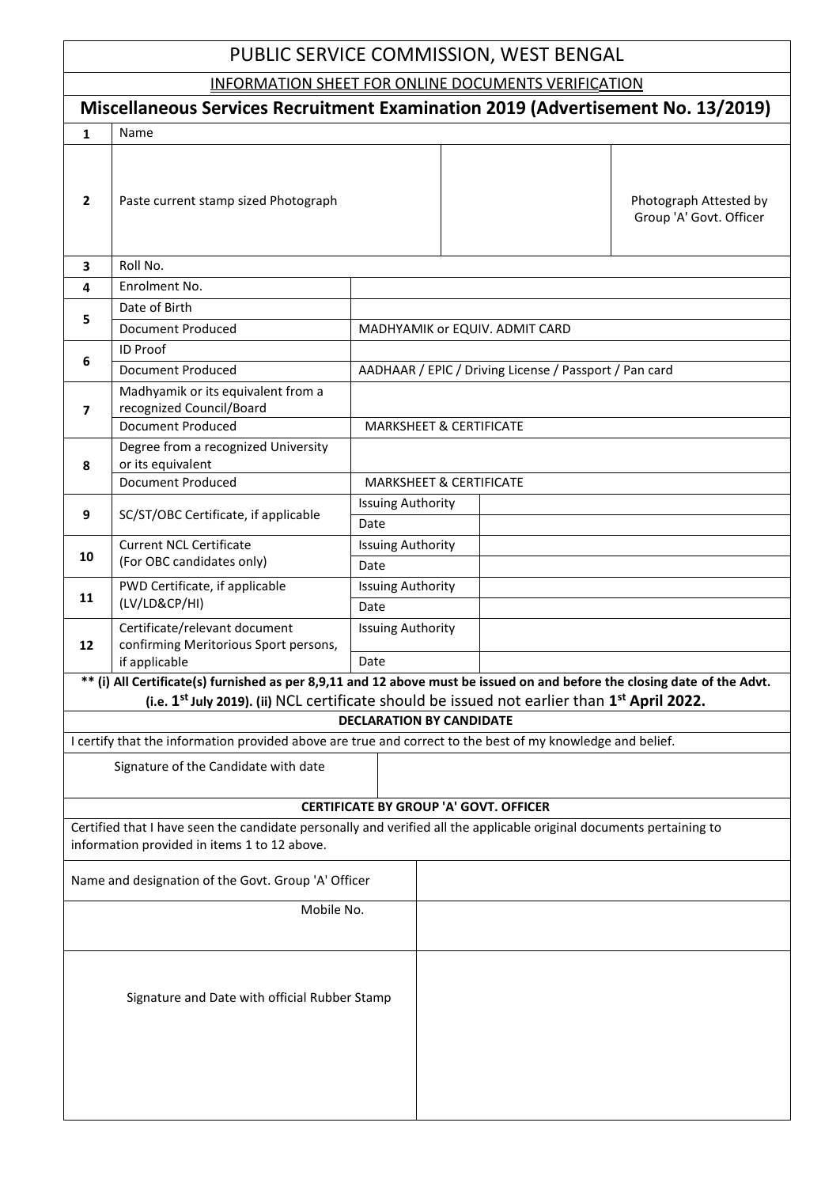# PUBLIC SERVICE COMMISSION, WEST BENGAL

## INFORMATION SHEET FOR ONLINE DOCUMENTS VERIFICATION

## Miscellaneous Services Recruitment Examination 2019 (Advertisement No. 13/2019)

| | | | |
|---|---|---|---|
| 1 | Name | | |
| 2 | Paste current stamp sized Photograph | | Photograph Attested by Group 'A' Govt. Officer |
| 3 | Roll No. | | |
| 4 | Enrolment No. | | |
| 5 | Date of Birth | | |
| | Document Produced | MADHYAMIK or EQUIV. ADMIT CARD | |
| 6 | ID Proof | | |
| | Document Produced | AADHAAR / EPIC / Driving License / Passport / Pan card | |
| 7 | Madhyamik or its equivalent from a recognized Council/Board | | |
| | Document Produced | MARKSHEET & CERTIFICATE | |
| 8 | Degree from a recognized University or its equivalent | | |
| | Document Produced | MARKSHEET & CERTIFICATE | |
| 9 | SC/ST/OBC Certificate, if applicable | Issuing Authority | |
| | | Date | |
| 10 | Current NCL Certificate (For OBC candidates only) | Issuing Authority | |
| | | Date | |
| 11 | PWD Certificate, if applicable (LV/LD&CP/HI) | Issuing Authority | |
| | | Date | |
| 12 | Certificate/relevant document confirming Meritorious Sport persons, if applicable | Issuing Authority | |
| | | Date | |

**** (i) All Certificate(s) furnished as per 8,9,11 and 12 above must be issued on and before the closing date of the Advt. (i.e. 1st July 2019). (ii) NCL certificate should be issued not earlier than 1st April 2022.**

**DECLARATION BY CANDIDATE**

I certify that the information provided above are true and correct to the best of my knowledge and belief.

| | |
|---|---|
| Signature of the Candidate with date | |

**CERTIFICATE BY GROUP 'A' GOVT. OFFICER**

Certified that I have seen the candidate personally and verified all the applicable original documents pertaining to information provided in items 1 to 12 above.

| | |
|---|---|
| Name and designation of the Govt. Group 'A' Officer | |
| Mobile No. | |
| Signature and Date with official Rubber Stamp | |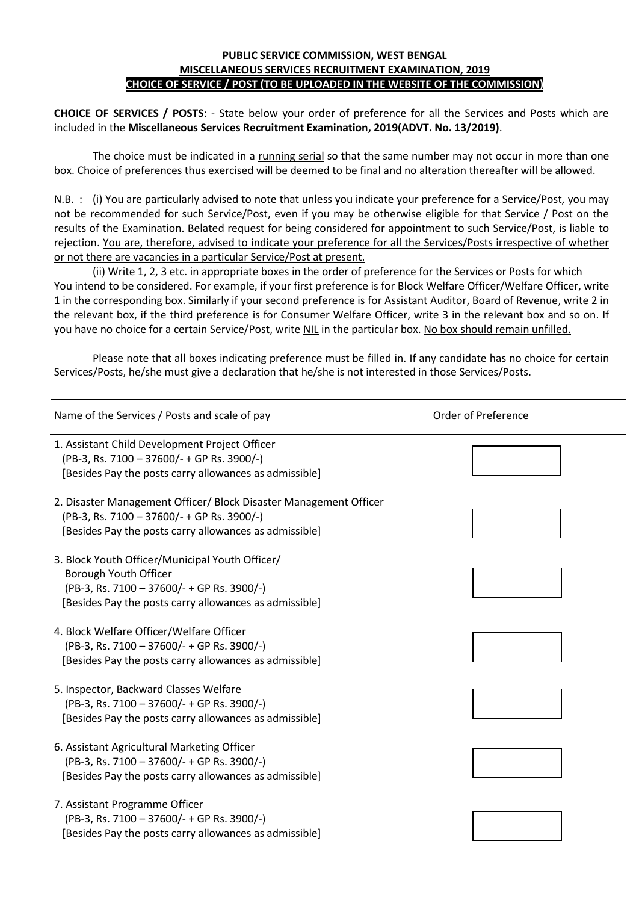**PUBLIC SERVICE COMMISSION, WEST BENGAL**
**MISCELLANEOUS SERVICES RECRUITMENT EXAMINATION, 2019**
**CHOICE OF SERVICE / POST (TO BE UPLOADED IN THE WEBSITE OF THE COMMISSION)**

**CHOICE OF SERVICES / POSTS**: - State below your order of preference for all the Services and Posts which are included in the **Miscellaneous Services Recruitment Examination, 2019(ADVT. No. 13/2019)**.

The choice must be indicated in a running serial so that the same number may not occur in more than one box. Choice of preferences thus exercised will be deemed to be final and no alteration thereafter will be allowed.

N.B. : (i) You are particularly advised to note that unless you indicate your preference for a Service/Post, you may not be recommended for such Service/Post, even if you may be otherwise eligible for that Service / Post on the results of the Examination. Belated request for being considered for appointment to such Service/Post, is liable to rejection. You are, therefore, advised to indicate your preference for all the Services/Posts irrespective of whether or not there are vacancies in a particular Service/Post at present.

(ii) Write 1, 2, 3 etc. in appropriate boxes in the order of preference for the Services or Posts for which You intend to be considered. For example, if your first preference is for Block Welfare Officer/Welfare Officer, write 1 in the corresponding box. Similarly if your second preference is for Assistant Auditor, Board of Revenue, write 2 in the relevant box, if the third preference is for Consumer Welfare Officer, write 3 in the relevant box and so on. If you have no choice for a certain Service/Post, write NIL in the particular box. No box should remain unfilled.

Please note that all boxes indicating preference must be filled in. If any candidate has no choice for certain Services/Posts, he/she must give a declaration that he/she is not interested in those Services/Posts.

| Name of the Services / Posts and scale of pay | Order of Preference |
|---|---|
| 1. Assistant Child Development Project Officer (PB-3, Rs. 7100 – 37600/- + GP Rs. 3900/-) [Besides Pay the posts carry allowances as admissible] | |
| 2. Disaster Management Officer/ Block Disaster Management Officer (PB-3, Rs. 7100 – 37600/- + GP Rs. 3900/-) [Besides Pay the posts carry allowances as admissible] | |
| 3. Block Youth Officer/Municipal Youth Officer/ Borough Youth Officer (PB-3, Rs. 7100 – 37600/- + GP Rs. 3900/-) [Besides Pay the posts carry allowances as admissible] | |
| 4. Block Welfare Officer/Welfare Officer (PB-3, Rs. 7100 – 37600/- + GP Rs. 3900/-) [Besides Pay the posts carry allowances as admissible] | |
| 5. Inspector, Backward Classes Welfare (PB-3, Rs. 7100 – 37600/- + GP Rs. 3900/-) [Besides Pay the posts carry allowances as admissible] | |
| 6. Assistant Agricultural Marketing Officer (PB-3, Rs. 7100 – 37600/- + GP Rs. 3900/-) [Besides Pay the posts carry allowances as admissible] | |
| 7. Assistant Programme Officer (PB-3, Rs. 7100 – 37600/- + GP Rs. 3900/-) [Besides Pay the posts carry allowances as admissible] | |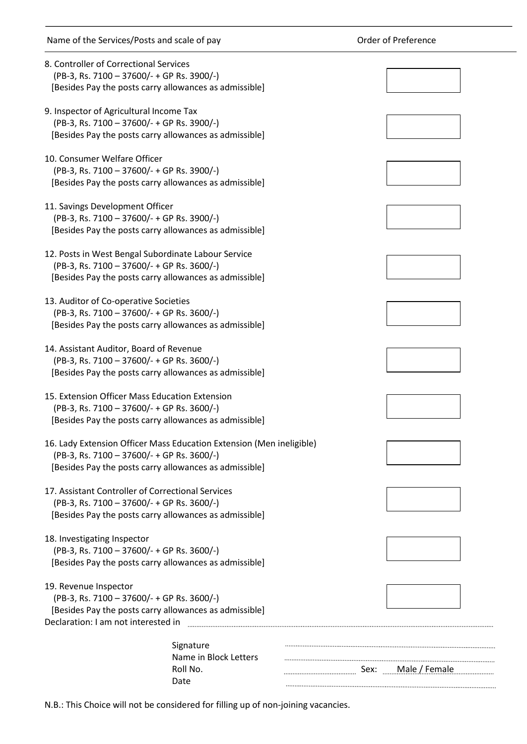| Name of the Services/Posts and scale of pay | Order of Preference |
| --- | --- |
| 8. Controller of Correctional Services (PB-3, Rs. 7100 – 37600/- + GP Rs. 3900/-) [Besides Pay the posts carry allowances as admissible] | |
| 9. Inspector of Agricultural Income Tax (PB-3, Rs. 7100 – 37600/- + GP Rs. 3900/-) [Besides Pay the posts carry allowances as admissible] | |
| 10. Consumer Welfare Officer (PB-3, Rs. 7100 – 37600/- + GP Rs. 3900/-) [Besides Pay the posts carry allowances as admissible] | |
| 11. Savings Development Officer (PB-3, Rs. 7100 – 37600/- + GP Rs. 3900/-) [Besides Pay the posts carry allowances as admissible] | |
| 12. Posts in West Bengal Subordinate Labour Service (PB-3, Rs. 7100 – 37600/- + GP Rs. 3600/-) [Besides Pay the posts carry allowances as admissible] | |
| 13. Auditor of Co-operative Societies (PB-3, Rs. 7100 – 37600/- + GP Rs. 3600/-) [Besides Pay the posts carry allowances as admissible] | |
| 14. Assistant Auditor, Board of Revenue (PB-3, Rs. 7100 – 37600/- + GP Rs. 3600/-) [Besides Pay the posts carry allowances as admissible] | |
| 15. Extension Officer Mass Education Extension (PB-3, Rs. 7100 – 37600/- + GP Rs. 3600/-) [Besides Pay the posts carry allowances as admissible] | |
| 16. Lady Extension Officer Mass Education Extension (Men ineligible) (PB-3, Rs. 7100 – 37600/- + GP Rs. 3600/-) [Besides Pay the posts carry allowances as admissible] | |
| 17. Assistant Controller of Correctional Services (PB-3, Rs. 7100 – 37600/- + GP Rs. 3600/-) [Besides Pay the posts carry allowances as admissible] | |
| 18. Investigating Inspector (PB-3, Rs. 7100 – 37600/- + GP Rs. 3600/-) [Besides Pay the posts carry allowances as admissible] | |
| 19. Revenue Inspector (PB-3, Rs. 7100 – 37600/- + GP Rs. 3600/-) [Besides Pay the posts carry allowances as admissible] | |

Declaration: I am not interested in ....................................................................................................

Signature ....................................................................................

Name in Block Letters ....................................................................................

Roll No. .................................... Sex: Male / Female

Date ....................................................................................

N.B.: This Choice will not be considered for filling up of non-joining vacancies.